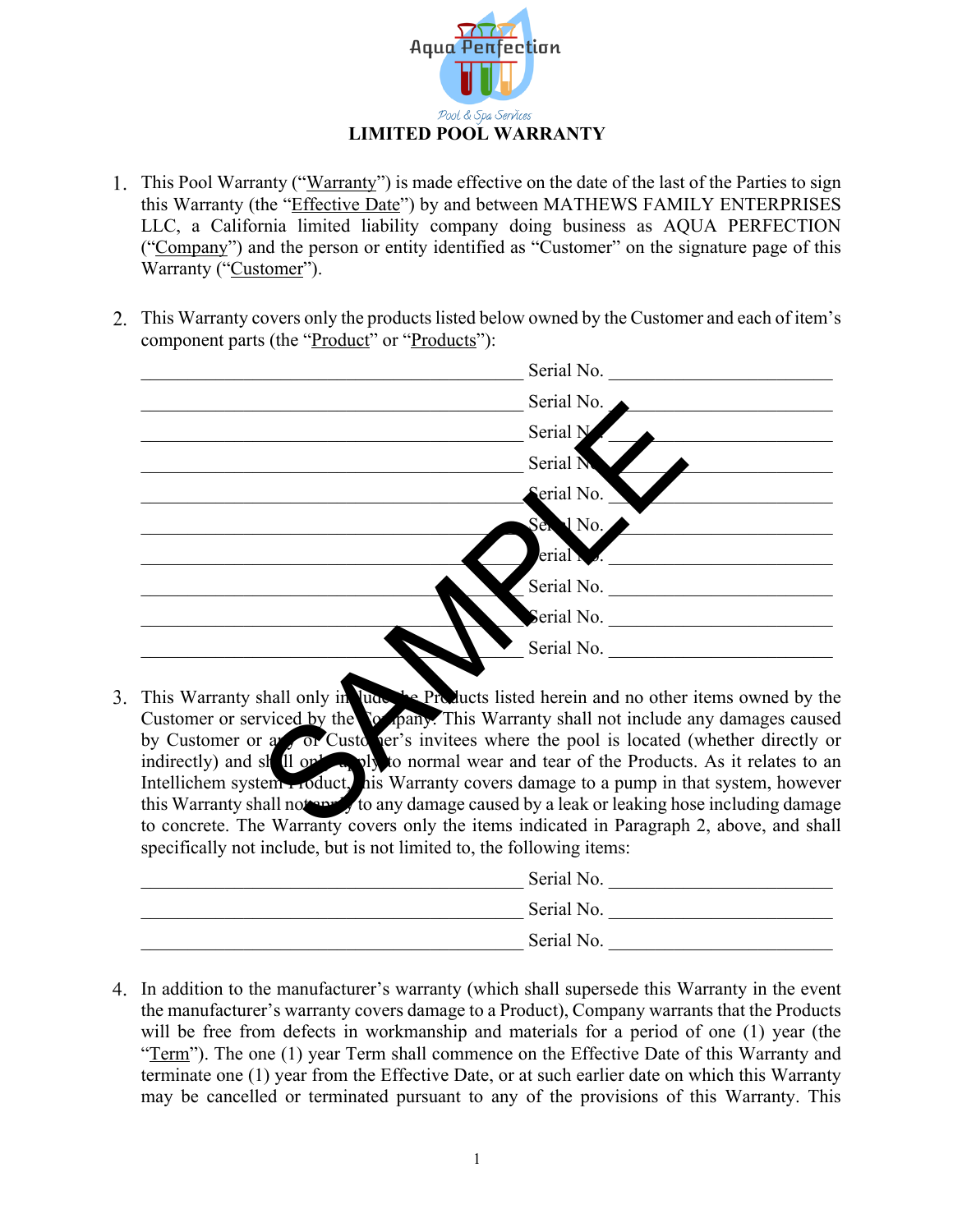Aqua Perfection

Pool & Spa Services

# LIMITED POOL WARRANTY

1. This Pool Warranty ("Warranty") is made effective on the date of the last of the Parties to sign this Warranty (the "Effective Date") by and between MATHEWS FAMILY ENTERPRISES LLC, a California limited liability company doing business as AQUA PERFECTION ("Company") and the person or entity identified as "Customer" on the signature page of this Warranty ("Customer").

2. This Warranty covers only the products listed below owned by the Customer and each of item's component parts (the "Product" or "Products"):

   ______________________________ Serial No. ____________________
   ______________________________ Serial No. ____________________
   ______________________________ Serial No. ____________________
   ______________________________ Serial No. ____________________
   ______________________________ Serial No. ____________________
   ______________________________ Serial No. ____________________
   ______________________________ Serial No. ____________________
   ______________________________ Serial No. ____________________
   ______________________________ Serial No. ____________________
   ______________________________ Serial No. ____________________

3. This Warranty shall only include the Products listed herein and no other items owned by the Customer or serviced by the Company. This Warranty shall not include any damages caused by Customer or any of Customer's invitees where the pool is located (whether directly or indirectly) and shall only apply to normal wear and tear of the Products. As it relates to an Intellichem system Product, this Warranty covers damage to a pump in that system, however this Warranty shall not apply to any damage caused by a leak or leaking hose including damage to concrete. The Warranty covers only the items indicated in Paragraph 2, above, and shall specifically not include, but is not limited to, the following items:

   ______________________________ Serial No. ____________________
   ______________________________ Serial No. ____________________
   ______________________________ Serial No. ____________________

4. In addition to the manufacturer's warranty (which shall supersede this Warranty in the event the manufacturer's warranty covers damage to a Product), Company warrants that the Products will be free from defects in workmanship and materials for a period of one (1) year (the "Term"). The one (1) year Term shall commence on the Effective Date of this Warranty and terminate one (1) year from the Effective Date, or at such earlier date on which this Warranty may be cancelled or terminated pursuant to any of the provisions of this Warranty. This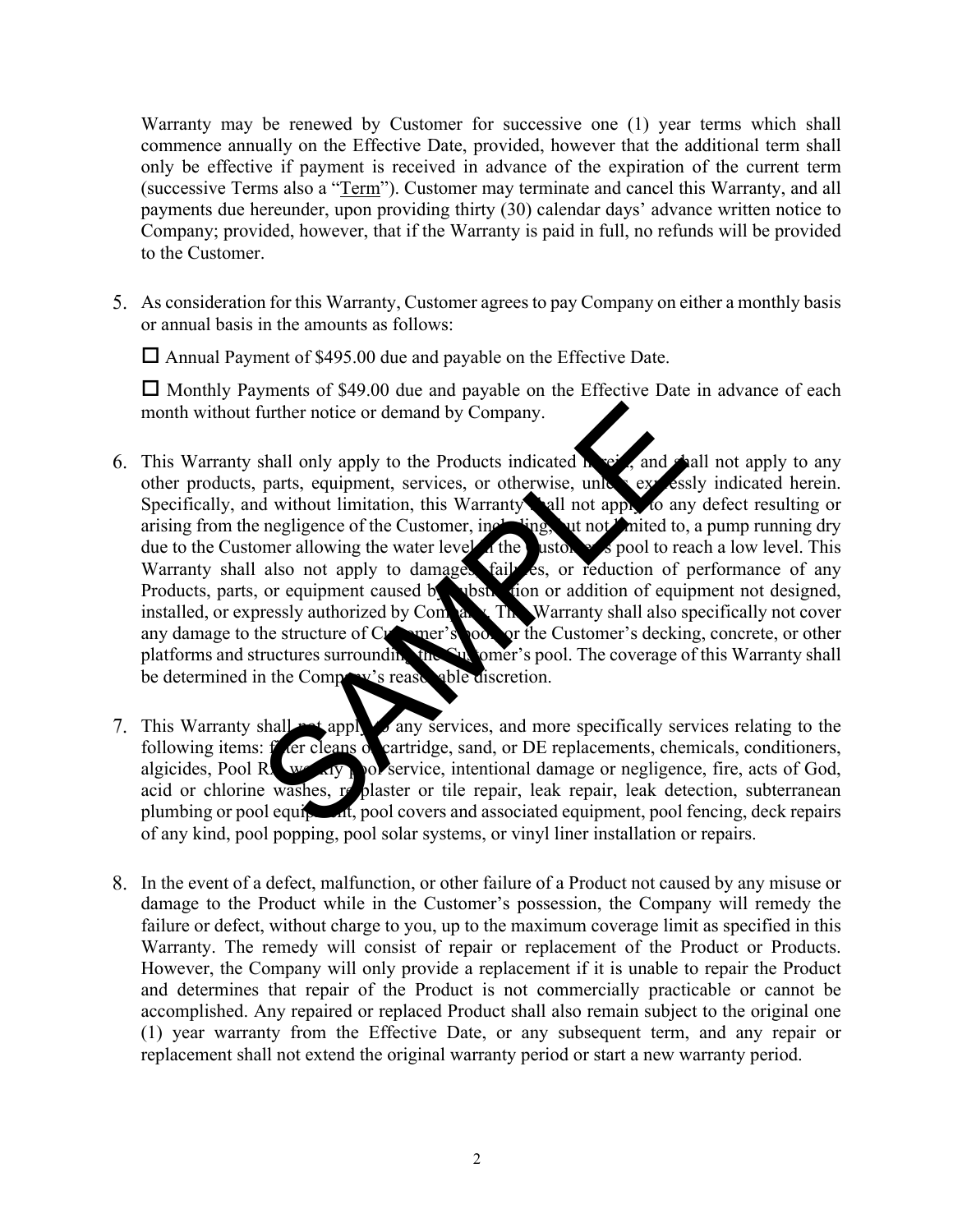Warranty may be renewed by Customer for successive one (1) year terms which shall commence annually on the Effective Date, provided, however that the additional term shall only be effective if payment is received in advance of the expiration of the current term (successive Terms also a "Term"). Customer may terminate and cancel this Warranty, and all payments due hereunder, upon providing thirty (30) calendar days' advance written notice to Company; provided, however, that if the Warranty is paid in full, no refunds will be provided to the Customer.

5. As consideration for this Warranty, Customer agrees to pay Company on either a monthly basis or annual basis in the amounts as follows:

   ☐ Annual Payment of $495.00 due and payable on the Effective Date.

   ☐ Monthly Payments of $49.00 due and payable on the Effective Date in advance of each month without further notice or demand by Company.

6. This Warranty shall only apply to the Products indicated herein, and shall not apply to any other products, parts, equipment, services, or otherwise, unless expressly indicated herein. Specifically, and without limitation, this Warranty shall not apply to any defect resulting or arising from the negligence of the Customer, including, but not limited to, a pump running dry due to the Customer allowing the water level of the Customer's pool to reach a low level. This Warranty shall also not apply to damages, failures, or reduction of performance of any Products, parts, or equipment caused by substitution or addition of equipment not designed, installed, or expressly authorized by Company. This Warranty shall also specifically not cover any damage to the structure of Customer's pool or the Customer's decking, concrete, or other platforms and structures surrounding the Customer's pool. The coverage of this Warranty shall be determined in the Company's reasonable discretion.

7. This Warranty shall not apply to any services, and more specifically services relating to the following items: filter cleans or cartridge, sand, or DE replacements, chemicals, conditioners, algicides, Pool Rx, weekly pool service, intentional damage or negligence, fire, acts of God, acid or chlorine washes, replaster or tile repair, leak repair, leak detection, subterranean plumbing or pool equipment, pool covers and associated equipment, pool fencing, deck repairs of any kind, pool popping, pool solar systems, or vinyl liner installation or repairs.

8. In the event of a defect, malfunction, or other failure of a Product not caused by any misuse or damage to the Product while in the Customer's possession, the Company will remedy the failure or defect, without charge to you, up to the maximum coverage limit as specified in this Warranty. The remedy will consist of repair or replacement of the Product or Products. However, the Company will only provide a replacement if it is unable to repair the Product and determines that repair of the Product is not commercially practicable or cannot be accomplished. Any repaired or replaced Product shall also remain subject to the original one (1) year warranty from the Effective Date, or any subsequent term, and any repair or replacement shall not extend the original warranty period or start a new warranty period.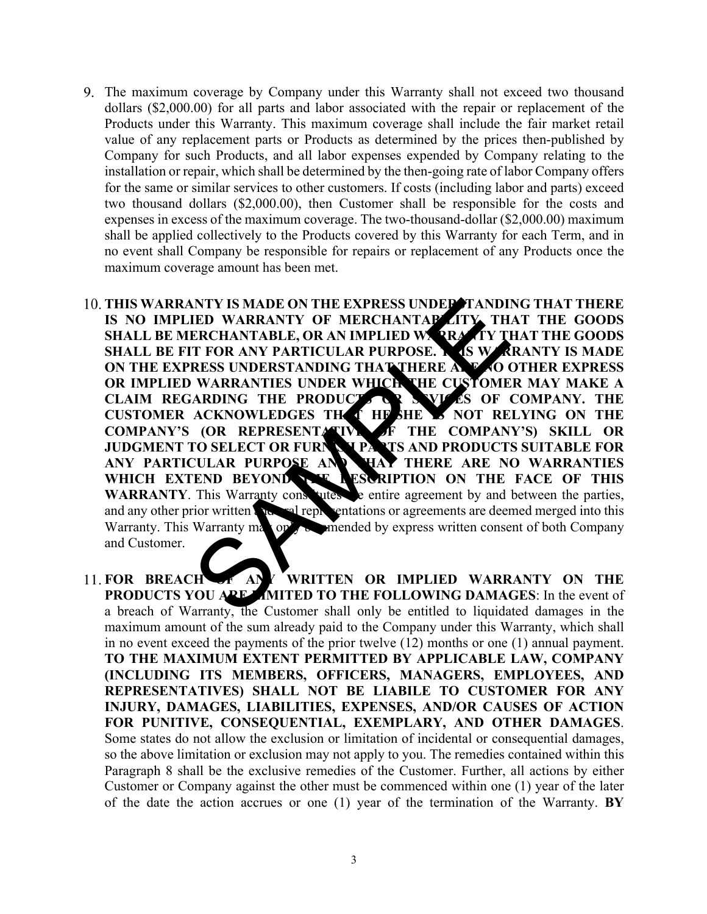9. The maximum coverage by Company under this Warranty shall not exceed two thousand dollars ($2,000.00) for all parts and labor associated with the repair or replacement of the Products under this Warranty. This maximum coverage shall include the fair market retail value of any replacement parts or Products as determined by the prices then-published by Company for such Products, and all labor expenses expended by Company relating to the installation or repair, which shall be determined by the then-going rate of labor Company offers for the same or similar services to other customers. If costs (including labor and parts) exceed two thousand dollars ($2,000.00), then Customer shall be responsible for the costs and expenses in excess of the maximum coverage. The two-thousand-dollar ($2,000.00) maximum shall be applied collectively to the Products covered by this Warranty for each Term, and in no event shall Company be responsible for repairs or replacement of any Products once the maximum coverage amount has been met.

10. **THIS WARRANTY IS MADE ON THE EXPRESS UNDERSTANDING THAT THERE IS NO IMPLIED WARRANTY OF MERCHANTABILITY, THAT THE GOODS SHALL BE MERCHANTABLE, OR AN IMPLIED WARRANTY THAT THE GOODS SHALL BE FIT FOR ANY PARTICULAR PURPOSE. THIS WARRANTY IS MADE ON THE EXPRESS UNDERSTANDING THAT THERE ARE NO OTHER EXPRESS OR IMPLIED WARRANTIES UNDER WHICH THE CUSTOMER MAY MAKE A CLAIM REGARDING THE PRODUCTS OR SERVICES OF COMPANY. THE CUSTOMER ACKNOWLEDGES THAT HE/SHE IS NOT RELYING ON THE COMPANY'S (OR REPRESENTATIVE OF THE COMPANY'S) SKILL OR JUDGMENT TO SELECT OR FURNISH PARTS AND PRODUCTS SUITABLE FOR ANY PARTICULAR PURPOSE AND THAT THERE ARE NO WARRANTIES WHICH EXTEND BEYOND THE DESCRIPTION ON THE FACE OF THIS WARRANTY**. This Warranty constitutes the entire agreement by and between the parties, and any other prior written and oral representations or agreements are deemed merged into this Warranty. This Warranty may only be amended by express written consent of both Company and Customer.

11. **FOR BREACH OF ANY WRITTEN OR IMPLIED WARRANTY ON THE PRODUCTS YOU ARE LIMITED TO THE FOLLOWING DAMAGES**: In the event of a breach of Warranty, the Customer shall only be entitled to liquidated damages in the maximum amount of the sum already paid to the Company under this Warranty, which shall in no event exceed the payments of the prior twelve (12) months or one (1) annual payment. **TO THE MAXIMUM EXTENT PERMITTED BY APPLICABLE LAW, COMPANY (INCLUDING ITS MEMBERS, OFFICERS, MANAGERS, EMPLOYEES, AND REPRESENTATIVES) SHALL NOT BE LIABILE TO CUSTOMER FOR ANY INJURY, DAMAGES, LIABILITIES, EXPENSES, AND/OR CAUSES OF ACTION FOR PUNITIVE, CONSEQUENTIAL, EXEMPLARY, AND OTHER DAMAGES**. Some states do not allow the exclusion or limitation of incidental or consequential damages, so the above limitation or exclusion may not apply to you. The remedies contained within this Paragraph 8 shall be the exclusive remedies of the Customer. Further, all actions by either Customer or Company against the other must be commenced within one (1) year of the later of the date the action accrues or one (1) year of the termination of the Warranty. **BY**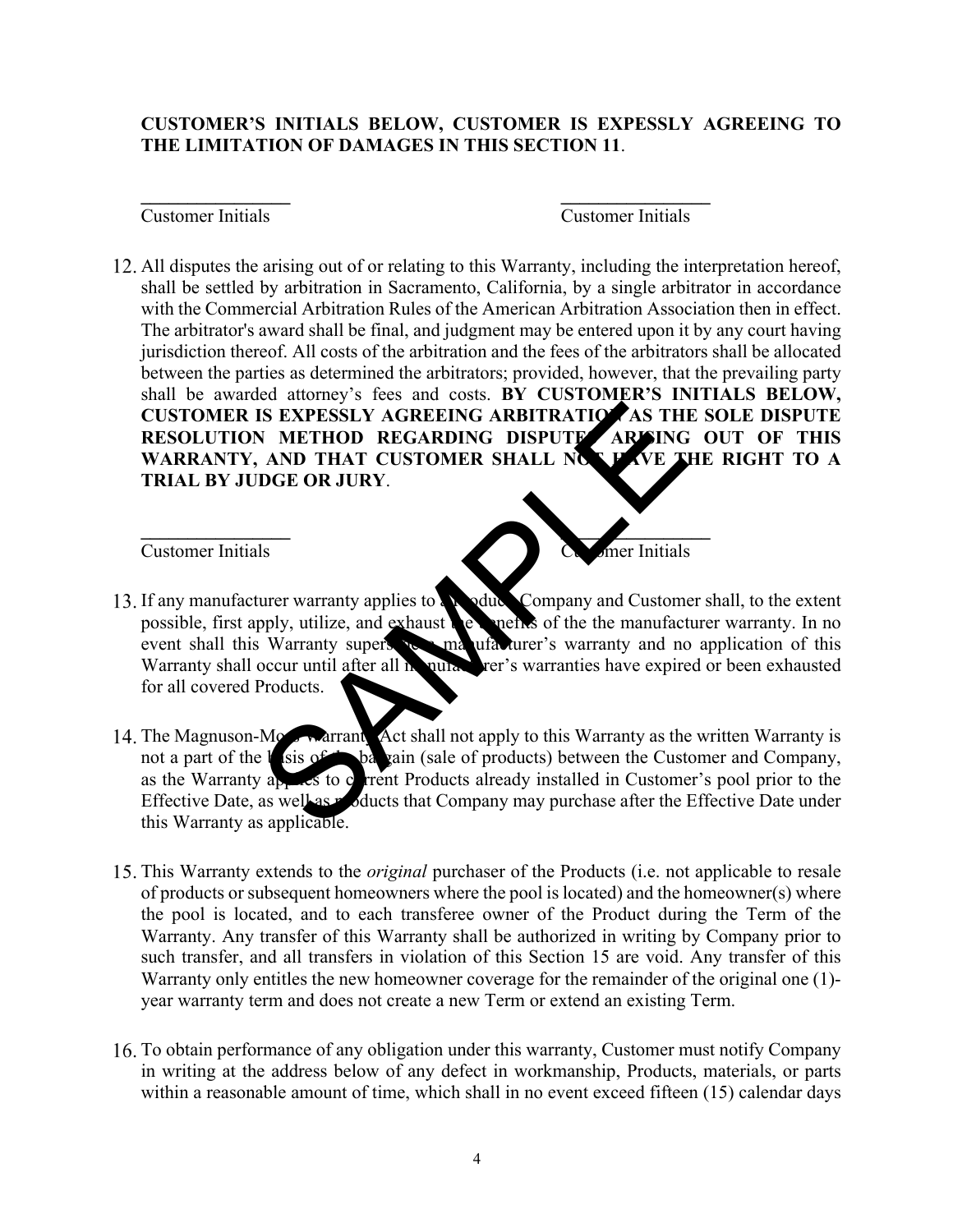**CUSTOMER'S INITIALS BELOW, CUSTOMER IS EXPESSLY AGREEING TO THE LIMITATION OF DAMAGES IN THIS SECTION 11**.

\_\_\_\_\_\_\_\_\_\_\_\_\_\_\_\_ \_\_\_\_\_\_\_\_\_\_\_\_\_\_\_\_
Customer Initials Customer Initials

12. All disputes the arising out of or relating to this Warranty, including the interpretation hereof, shall be settled by arbitration in Sacramento, California, by a single arbitrator in accordance with the Commercial Arbitration Rules of the American Arbitration Association then in effect. The arbitrator's award shall be final, and judgment may be entered upon it by any court having jurisdiction thereof. All costs of the arbitration and the fees of the arbitrators shall be allocated between the parties as determined the arbitrators; provided, however, that the prevailing party shall be awarded attorney's fees and costs. **BY CUSTOMER'S INITIALS BELOW, CUSTOMER IS EXPESSLY AGREEING ARBITRATION AS THE SOLE DISPUTE RESOLUTION METHOD REGARDING DISPUTES ARISING OUT OF THIS WARRANTY, AND THAT CUSTOMER SHALL NOT HAVE THE RIGHT TO A TRIAL BY JUDGE OR JURY**.

\_\_\_\_\_\_\_\_\_\_\_\_\_\_\_\_ \_\_\_\_\_\_\_\_\_\_\_\_\_\_\_\_
Customer Initials Customer Initials

13. If any manufacturer warranty applies to a Product, Company and Customer shall, to the extent possible, first apply, utilize, and exhaust the benefits of the the manufacturer warranty. In no event shall this Warranty supersede a manufacturer's warranty and no application of this Warranty shall occur until after all manufacturer's warranties have expired or been exhausted for all covered Products.

14. The Magnuson-Moss Warranty Act shall not apply to this Warranty as the written Warranty is not a part of the basis of the bargain (sale of products) between the Customer and Company, as the Warranty applies to current Products already installed in Customer's pool prior to the Effective Date, as well as products that Company may purchase after the Effective Date under this Warranty as applicable.

15. This Warranty extends to the *original* purchaser of the Products (i.e. not applicable to resale of products or subsequent homeowners where the pool is located) and the homeowner(s) where the pool is located, and to each transferee owner of the Product during the Term of the Warranty. Any transfer of this Warranty shall be authorized in writing by Company prior to such transfer, and all transfers in violation of this Section 15 are void. Any transfer of this Warranty only entitles the new homeowner coverage for the remainder of the original one (1)-year warranty term and does not create a new Term or extend an existing Term.

16. To obtain performance of any obligation under this warranty, Customer must notify Company in writing at the address below of any defect in workmanship, Products, materials, or parts within a reasonable amount of time, which shall in no event exceed fifteen (15) calendar days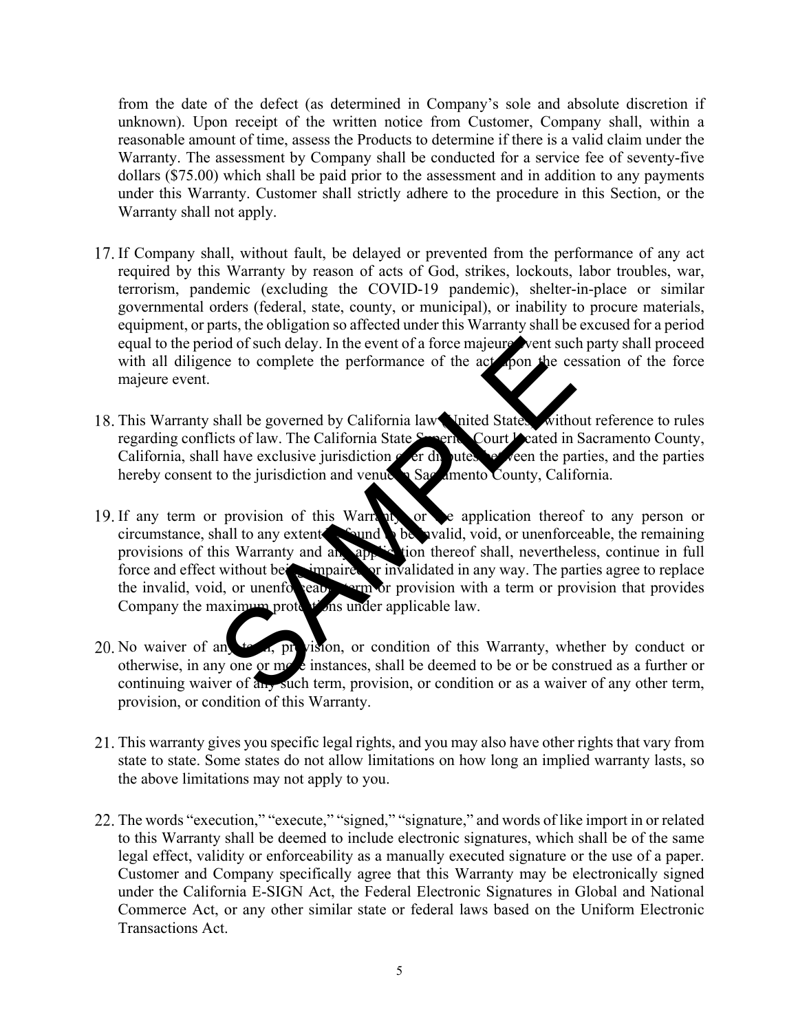from the date of the defect (as determined in Company's sole and absolute discretion if unknown). Upon receipt of the written notice from Customer, Company shall, within a reasonable amount of time, assess the Products to determine if there is a valid claim under the Warranty. The assessment by Company shall be conducted for a service fee of seventy-five dollars ($75.00) which shall be paid prior to the assessment and in addition to any payments under this Warranty. Customer shall strictly adhere to the procedure in this Section, or the Warranty shall not apply.

17. If Company shall, without fault, be delayed or prevented from the performance of any act required by this Warranty by reason of acts of God, strikes, lockouts, labor troubles, war, terrorism, pandemic (excluding the COVID-19 pandemic), shelter-in-place or similar governmental orders (federal, state, county, or municipal), or inability to procure materials, equipment, or parts, the obligation so affected under this Warranty shall be excused for a period equal to the period of such delay. In the event of a force majeure event such party shall proceed with all diligence to complete the performance of the act upon the cessation of the force majeure event.

18. This Warranty shall be governed by California law, United States, without reference to rules regarding conflicts of law. The California State Superior Court located in Sacramento County, California, shall have exclusive jurisdiction over disputes between the parties, and the parties hereby consent to the jurisdiction and venue in Sacramento County, California.

19. If any term or provision of this Warranty, or the application thereof to any person or circumstance, shall to any extent be found to be invalid, void, or unenforceable, the remaining provisions of this Warranty and any application thereof shall, nevertheless, continue in full force and effect without being impaired or invalidated in any way. The parties agree to replace the invalid, void, or unenforceable term or provision with a term or provision that provides Company the maximum protections under applicable law.

20. No waiver of any term, provision, or condition of this Warranty, whether by conduct or otherwise, in any one or more instances, shall be deemed to be or be construed as a further or continuing waiver of any such term, provision, or condition or as a waiver of any other term, provision, or condition of this Warranty.

21. This warranty gives you specific legal rights, and you may also have other rights that vary from state to state. Some states do not allow limitations on how long an implied warranty lasts, so the above limitations may not apply to you.

22. The words "execution," "execute," "signed," "signature," and words of like import in or related to this Warranty shall be deemed to include electronic signatures, which shall be of the same legal effect, validity or enforceability as a manually executed signature or the use of a paper. Customer and Company specifically agree that this Warranty may be electronically signed under the California E-SIGN Act, the Federal Electronic Signatures in Global and National Commerce Act, or any other similar state or federal laws based on the Uniform Electronic Transactions Act.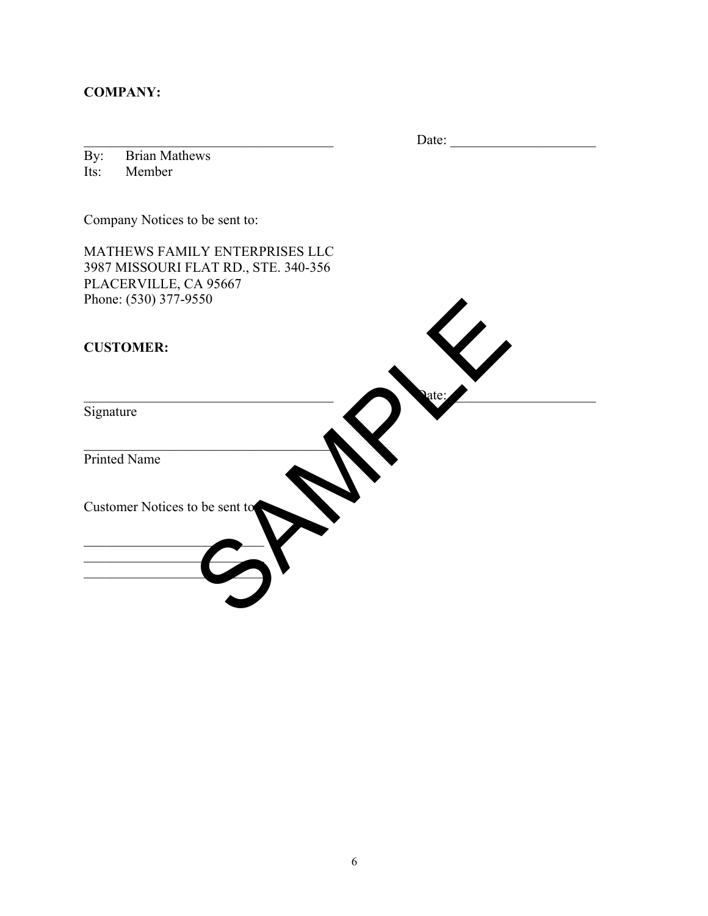**COMPANY:**

\_\_\_\_\_\_\_\_\_\_\_\_\_\_\_\_\_\_\_\_\_\_\_\_\_\_\_\_\_\_\_\_\_\_\_\_ Date: \_\_\_\_\_\_\_\_\_\_\_\_\_\_\_\_\_\_\_\_\_

By: Brian Mathews
Its: Member

Company Notices to be sent to:

MATHEWS FAMILY ENTERPRISES LLC
3987 MISSOURI FLAT RD., STE. 340-356
PLACERVILLE, CA 95667
Phone: (530) 377-9550

**CUSTOMER:**

\_\_\_\_\_\_\_\_\_\_\_\_\_\_\_\_\_\_\_\_\_\_\_\_\_\_\_\_\_\_\_\_\_\_\_\_ Date: \_\_\_\_\_\_\_\_\_\_\_\_\_\_\_\_\_\_\_\_\_

Signature

\_\_\_\_\_\_\_\_\_\_\_\_\_\_\_\_\_\_\_\_\_\_\_\_\_\_\_\_\_\_\_\_\_\_\_\_

Printed Name

Customer Notices to be sent to:

\_\_\_\_\_\_\_\_\_\_\_\_\_\_\_\_\_\_\_\_\_\_\_\_\_\_
\_\_\_\_\_\_\_\_\_\_\_\_\_\_\_\_\_\_\_\_\_\_\_\_\_\_
\_\_\_\_\_\_\_\_\_\_\_\_\_\_\_\_\_\_\_\_\_\_\_\_\_\_

SAMPLE